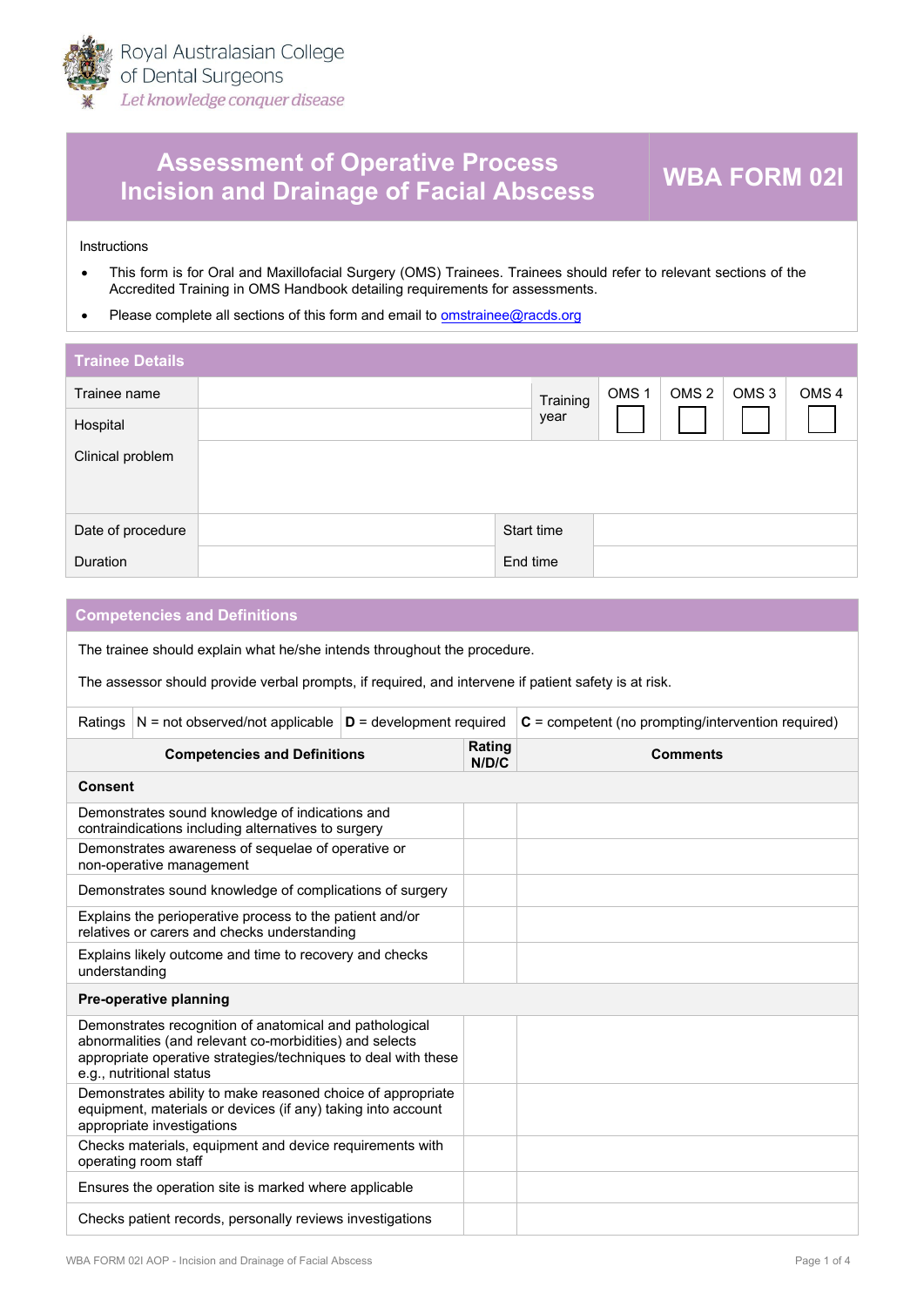Royal Australasian College of Dental Surgeons

*Let knowledge conquer disease*

# Assessment of Operative Process Incision and Drainage of Facial Abscess

# WBA FORM 02I

Instructions

- This form is for Oral and Maxillofacial Surgery (OMS) Trainees. Trainees should refer to relevant sections of the Accredited Training in OMS Handbook detailing requirements for assessments.
- Please complete all sections of this form and email to omstrainee@racds.org

## Trainee Details

| | | | | | | |
|---|---|---|---|---|---|---|
| Trainee name | | Training year | OMS 1 ☐ | OMS 2 ☐ | OMS 3 ☐ | OMS 4 ☐ |
| Hospital | | | | | | |
| Clinical problem | | | | | | |
| Date of procedure | | Start time | | | | |
| Duration | | End time | | | | |

## Competencies and Definitions

The trainee should explain what he/she intends throughout the procedure.

The assessor should provide verbal prompts, if required, and intervene if patient safety is at risk.

| | | | |
|---|---|---|---|
| Ratings | N = not observed/not applicable | **D** = development required | **C** = competent (no prompting/intervention required) |

| Competencies and Definitions | Rating N/D/C | Comments |
|---|---|---|
| **Consent** | | |
| Demonstrates sound knowledge of indications and contraindications including alternatives to surgery | | |
| Demonstrates awareness of sequelae of operative or non-operative management | | |
| Demonstrates sound knowledge of complications of surgery | | |
| Explains the perioperative process to the patient and/or relatives or carers and checks understanding | | |
| Explains likely outcome and time to recovery and checks understanding | | |
| **Pre-operative planning** | | |
| Demonstrates recognition of anatomical and pathological abnormalities (and relevant co-morbidities) and selects appropriate operative strategies/techniques to deal with these e.g., nutritional status | | |
| Demonstrates ability to make reasoned choice of appropriate equipment, materials or devices (if any) taking into account appropriate investigations | | |
| Checks materials, equipment and device requirements with operating room staff | | |
| Ensures the operation site is marked where applicable | | |
| Checks patient records, personally reviews investigations | | |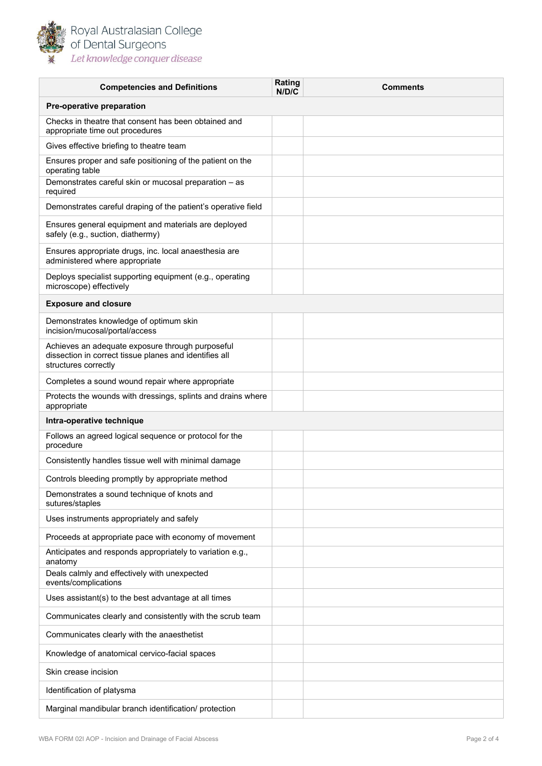| Competencies and Definitions | Rating N/D/C | Comments |
|---|---|---|
| **Pre-operative preparation** | | |
| Checks in theatre that consent has been obtained and appropriate time out procedures | | |
| Gives effective briefing to theatre team | | |
| Ensures proper and safe positioning of the patient on the operating table | | |
| Demonstrates careful skin or mucosal preparation – as required | | |
| Demonstrates careful draping of the patient's operative field | | |
| Ensures general equipment and materials are deployed safely (e.g., suction, diathermy) | | |
| Ensures appropriate drugs, inc. local anaesthesia are administered where appropriate | | |
| Deploys specialist supporting equipment (e.g., operating microscope) effectively | | |
| **Exposure and closure** | | |
| Demonstrates knowledge of optimum skin incision/mucosal/portal/access | | |
| Achieves an adequate exposure through purposeful dissection in correct tissue planes and identifies all structures correctly | | |
| Completes a sound wound repair where appropriate | | |
| Protects the wounds with dressings, splints and drains where appropriate | | |
| **Intra-operative technique** | | |
| Follows an agreed logical sequence or protocol for the procedure | | |
| Consistently handles tissue well with minimal damage | | |
| Controls bleeding promptly by appropriate method | | |
| Demonstrates a sound technique of knots and sutures/staples | | |
| Uses instruments appropriately and safely | | |
| Proceeds at appropriate pace with economy of movement | | |
| Anticipates and responds appropriately to variation e.g., anatomy | | |
| Deals calmly and effectively with unexpected events/complications | | |
| Uses assistant(s) to the best advantage at all times | | |
| Communicates clearly and consistently with the scrub team | | |
| Communicates clearly with the anaesthetist | | |
| Knowledge of anatomical cervico-facial spaces | | |
| Skin crease incision | | |
| Identification of platysma | | |
| Marginal mandibular branch identification/ protection | | |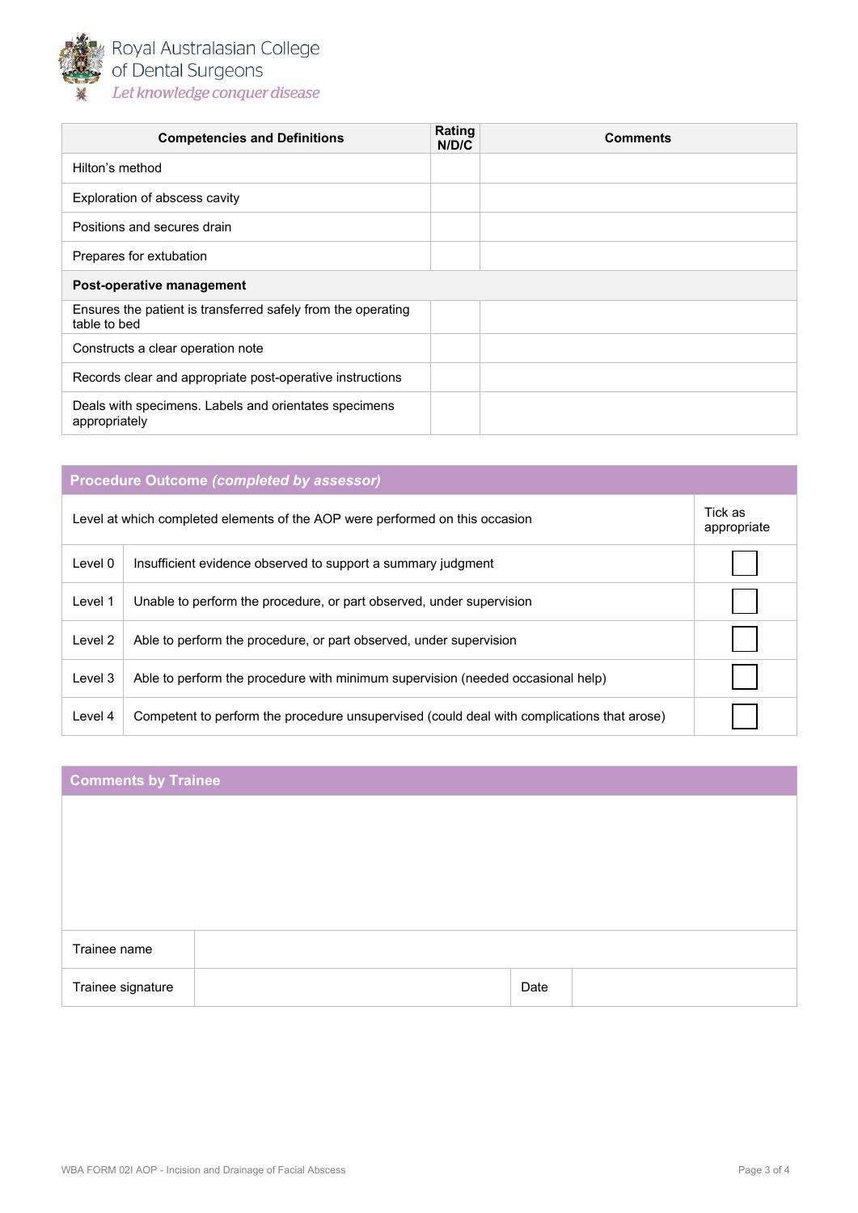| Competencies and Definitions | Rating N/D/C | Comments |
|---|---|---|
| Hilton's method | | |
| Exploration of abscess cavity | | |
| Positions and secures drain | | |
| Prepares for extubation | | |
| **Post-operative management** | | |
| Ensures the patient is transferred safely from the operating table to bed | | |
| Constructs a clear operation note | | |
| Records clear and appropriate post-operative instructions | | |
| Deals with specimens. Labels and orientates specimens appropriately | | |

## Procedure Outcome *(completed by assessor)*

| Level at which completed elements of the AOP were performed on this occasion | | Tick as appropriate |
|---|---|---|
| Level 0 | Insufficient evidence observed to support a summary judgment | ☐ |
| Level 1 | Unable to perform the procedure, or part observed, under supervision | ☐ |
| Level 2 | Able to perform the procedure, or part observed, under supervision | ☐ |
| Level 3 | Able to perform the procedure with minimum supervision (needed occasional help) | ☐ |
| Level 4 | Competent to perform the procedure unsupervised (could deal with complications that arose) | ☐ |

## Comments by Trainee

| | | | |
|---|---|---|---|
| Trainee name | | | |
| Trainee signature | | Date | |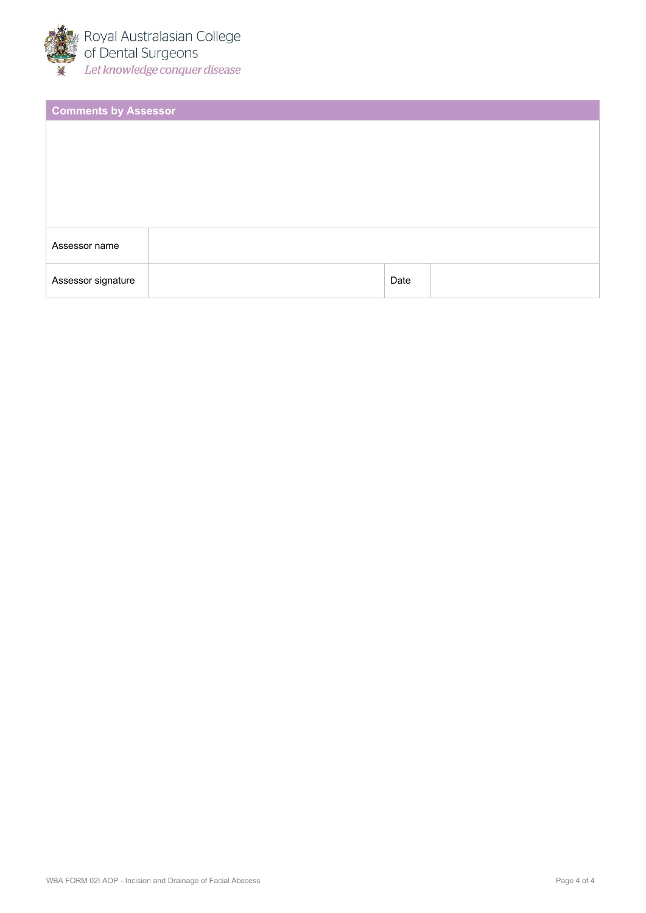Royal Australasian College of Dental Surgeons

*Let knowledge conquer disease*

| Comments by Assessor | | | |
|---|---|---|---|
| | | | |
| Assessor name | | | |
| Assessor signature | | Date | |